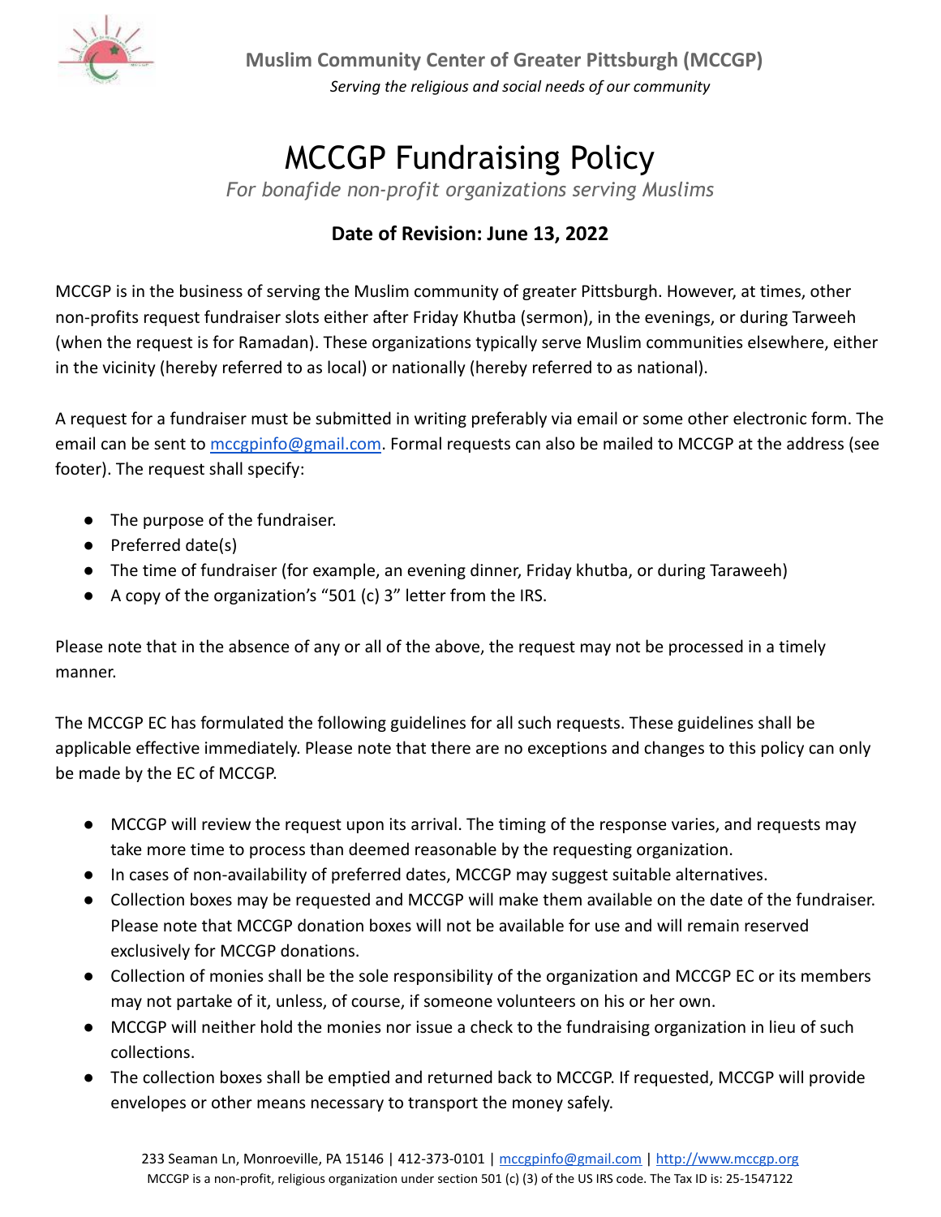**Muslim Community Center of Greater Pittsburgh (MCCGP)**

*Serving the religious and social needs of our community*

# MCCGP Fundraising Policy

*For bonafide non-profit organizations serving Muslims*

**Date of Revision: June 13, 2022**

MCCGP is in the business of serving the Muslim community of greater Pittsburgh. However, at times, other non-profits request fundraiser slots either after Friday Khutba (sermon), in the evenings, or during Tarweeh (when the request is for Ramadan). These organizations typically serve Muslim communities elsewhere, either in the vicinity (hereby referred to as local) or nationally (hereby referred to as national).

A request for a fundraiser must be submitted in writing preferably via email or some other electronic form. The email can be sent to [mccgpinfo@gmail.com](mailto:mccgpinfo@gmail.com). Formal requests can also be mailed to MCCGP at the address (see footer). The request shall specify:

- The purpose of the fundraiser.
- Preferred date(s)
- The time of fundraiser (for example, an evening dinner, Friday khutba, or during Taraweeh)
- A copy of the organization's "501 (c) 3" letter from the IRS.

Please note that in the absence of any or all of the above, the request may not be processed in a timely manner.

The MCCGP EC has formulated the following guidelines for all such requests. These guidelines shall be applicable effective immediately. Please note that there are no exceptions and changes to this policy can only be made by the EC of MCCGP.

- MCCGP will review the request upon its arrival. The timing of the response varies, and requests may take more time to process than deemed reasonable by the requesting organization.
- In cases of non-availability of preferred dates, MCCGP may suggest suitable alternatives.
- Collection boxes may be requested and MCCGP will make them available on the date of the fundraiser. Please note that MCCGP donation boxes will not be available for use and will remain reserved exclusively for MCCGP donations.
- Collection of monies shall be the sole responsibility of the organization and MCCGP EC or its members may not partake of it, unless, of course, if someone volunteers on his or her own.
- MCCGP will neither hold the monies nor issue a check to the fundraising organization in lieu of such collections.
- The collection boxes shall be emptied and returned back to MCCGP. If requested, MCCGP will provide envelopes or other means necessary to transport the money safely.

233 Seaman Ln, Monroeville, PA 15146 | 412-373-0101 | [mccgpinfo@gmail.com](mailto:mccgpinfo@gmail.com) | [http://www.mccgp.org](http://www.mccgp.org)
MCCGP is a non-profit, religious organization under section 501 (c) (3) of the US IRS code. The Tax ID is: 25-1547122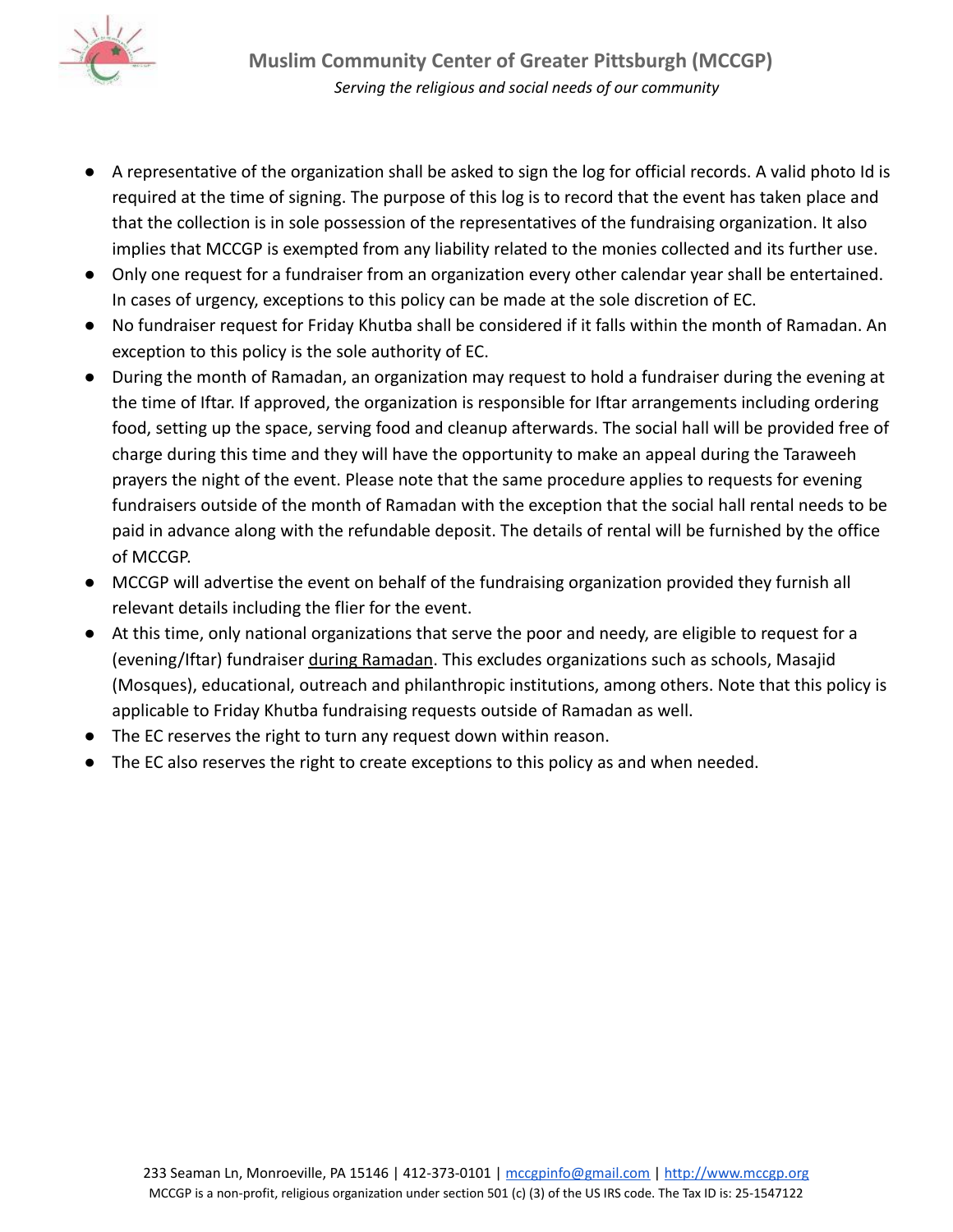- A representative of the organization shall be asked to sign the log for official records. A valid photo Id is required at the time of signing. The purpose of this log is to record that the event has taken place and that the collection is in sole possession of the representatives of the fundraising organization. It also implies that MCCGP is exempted from any liability related to the monies collected and its further use.
- Only one request for a fundraiser from an organization every other calendar year shall be entertained. In cases of urgency, exceptions to this policy can be made at the sole discretion of EC.
- No fundraiser request for Friday Khutba shall be considered if it falls within the month of Ramadan. An exception to this policy is the sole authority of EC.
- During the month of Ramadan, an organization may request to hold a fundraiser during the evening at the time of Iftar. If approved, the organization is responsible for Iftar arrangements including ordering food, setting up the space, serving food and cleanup afterwards. The social hall will be provided free of charge during this time and they will have the opportunity to make an appeal during the Taraweeh prayers the night of the event. Please note that the same procedure applies to requests for evening fundraisers outside of the month of Ramadan with the exception that the social hall rental needs to be paid in advance along with the refundable deposit. The details of rental will be furnished by the office of MCCGP.
- MCCGP will advertise the event on behalf of the fundraising organization provided they furnish all relevant details including the flier for the event.
- At this time, only national organizations that serve the poor and needy, are eligible to request for a (evening/Iftar) fundraiser <u>during Ramadan</u>. This excludes organizations such as schools, Masajid (Mosques), educational, outreach and philanthropic institutions, among others. Note that this policy is applicable to Friday Khutba fundraising requests outside of Ramadan as well.
- The EC reserves the right to turn any request down within reason.
- The EC also reserves the right to create exceptions to this policy as and when needed.